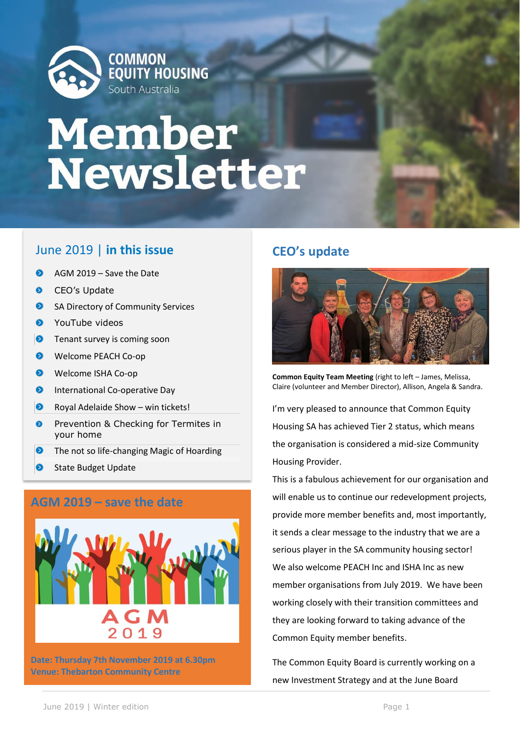COMMON EQUITY HOUSING
South Australia

# Member Newsletter

## June 2019 | in this issue

- AGM 2019 – Save the Date
- CEO's Update
- SA Directory of Community Services
- YouTube videos
- Tenant survey is coming soon
- Welcome PEACH Co-op
- Welcome ISHA Co-op
- International Co-operative Day
- Royal Adelaide Show – win tickets!
- Prevention & Checking for Termites in your home
- The not so life-changing Magic of Hoarding
- State Budget Update

## AGM 2019 – save the date

AGM 2019

**Date: Thursday 7th November 2019 at 6.30pm**
**Venue: Thebarton Community Centre**

## CEO's update

**Common Equity Team Meeting** (right to left – James, Melissa, Claire (volunteer and Member Director), Allison, Angela & Sandra.

I'm very pleased to announce that Common Equity Housing SA has achieved Tier 2 status, which means the organisation is considered a mid-size Community Housing Provider.

This is a fabulous achievement for our organisation and will enable us to continue our redevelopment projects, provide more member benefits and, most importantly, it sends a clear message to the industry that we are a serious player in the SA community housing sector! We also welcome PEACH Inc and ISHA Inc as new member organisations from July 2019. We have been working closely with their transition committees and they are looking forward to taking advance of the Common Equity member benefits.

The Common Equity Board is currently working on a new Investment Strategy and at the June Board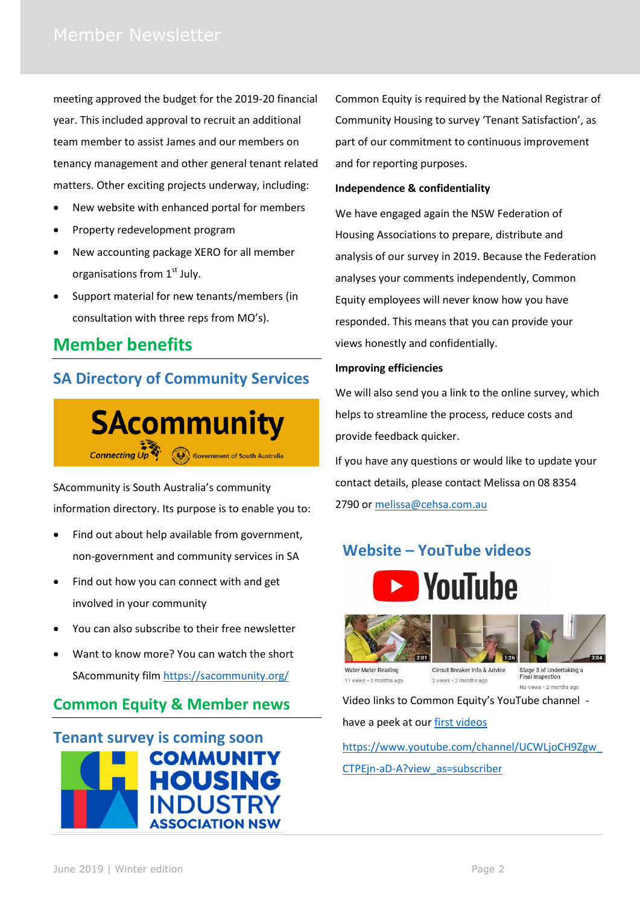meeting approved the budget for the 2019-20 financial year. This included approval to recruit an additional team member to assist James and our members on tenancy management and other general tenant related matters. Other exciting projects underway, including:

- New website with enhanced portal for members
- Property redevelopment program
- New accounting package XERO for all member organisations from 1st July.
- Support material for new tenants/members (in consultation with three reps from MO's).

## Member benefits

### SA Directory of Community Services

SAcommunity is South Australia's community information directory. Its purpose is to enable you to:

- Find out about help available from government, non-government and community services in SA
- Find out how you can connect with and get involved in your community
- You can also subscribe to their free newsletter
- Want to know more? You can watch the short SAcommunity film https://sacommunity.org/

## Common Equity & Member news

### Tenant survey is coming soon

Common Equity is required by the National Registrar of Community Housing to survey 'Tenant Satisfaction', as part of our commitment to continuous improvement and for reporting purposes.

**Independence & confidentiality**

We have engaged again the NSW Federation of Housing Associations to prepare, distribute and analysis of our survey in 2019. Because the Federation analyses your comments independently, Common Equity employees will never know how you have responded. This means that you can provide your views honestly and confidentially.

**Improving efficiencies**

We will also send you a link to the online survey, which helps to streamline the process, reduce costs and provide feedback quicker.

If you have any questions or would like to update your contact details, please contact Melissa on 08 8354 2790 or melissa@cehsa.com.au

### Website – YouTube videos

Video links to Common Equity's YouTube channel - have a peek at our first videos

https://www.youtube.com/channel/UCWLjoCH9Zgw_CTPEjn-aD-A?view_as=subscriber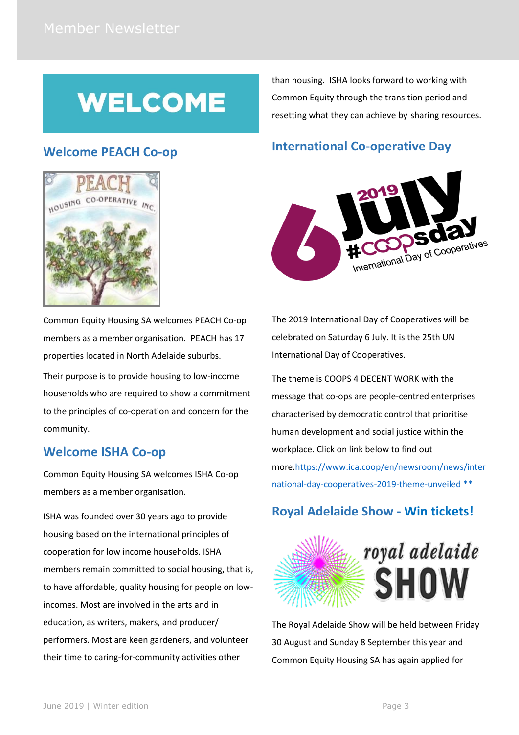# WELCOME

## Welcome PEACH Co-op

Common Equity Housing SA welcomes PEACH Co-op members as a member organisation. PEACH has 17 properties located in North Adelaide suburbs.

Their purpose is to provide housing to low-income households who are required to show a commitment to the principles of co-operation and concern for the community.

## Welcome ISHA Co-op

Common Equity Housing SA welcomes ISHA Co-op members as a member organisation.

ISHA was founded over 30 years ago to provide housing based on the international principles of cooperation for low income households. ISHA members remain committed to social housing, that is, to have affordable, quality housing for people on low-incomes. Most are involved in the arts and in education, as writers, makers, and producer/ performers. Most are keen gardeners, and volunteer their time to caring-for-community activities other than housing. ISHA looks forward to working with Common Equity through the transition period and resetting what they can achieve by sharing resources.

## International Co-operative Day

The 2019 International Day of Cooperatives will be celebrated on Saturday 6 July. It is the 25th UN International Day of Cooperatives.

The theme is COOPS 4 DECENT WORK with the message that co-ops are people-centred enterprises characterised by democratic control that prioritise human development and social justice within the workplace. Click on link below to find out more.https://www.ica.coop/en/newsroom/news/international-day-cooperatives-2019-theme-unveiled **

## Royal Adelaide Show - Win tickets!

The Royal Adelaide Show will be held between Friday 30 August and Sunday 8 September this year and Common Equity Housing SA has again applied for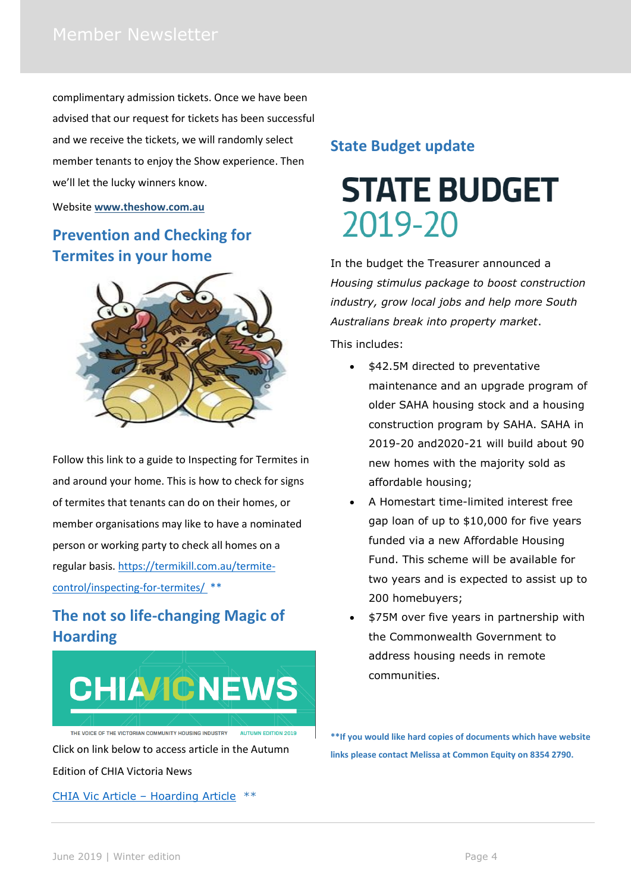complimentary admission tickets. Once we have been advised that our request for tickets has been successful and we receive the tickets, we will randomly select member tenants to enjoy the Show experience. Then we'll let the lucky winners know.

Website **www.theshow.com.au**

## Prevention and Checking for Termites in your home

Follow this link to a guide to Inspecting for Termites in and around your home. This is how to check for signs of termites that tenants can do on their homes, or member organisations may like to have a nominated person or working party to check all homes on a regular basis. https://termikill.com.au/termite-control/inspecting-for-termites/ **

## The not so life-changing Magic of Hoarding

CHIAVICNEWS

THE VOICE OF THE VICTORIAN COMMUNITY HOUSING INDUSTRY AUTUMN EDITION 2019

Click on link below to access article in the Autumn Edition of CHIA Victoria News

CHIA Vic Article – Hoarding Article **

## State Budget update

**STATE BUDGET**
2019-20

In the budget the Treasurer announced a *Housing stimulus package to boost construction industry, grow local jobs and help more South Australians break into property market*.

This includes:

- $42.5M directed to preventative maintenance and an upgrade program of older SAHA housing stock and a housing construction program by SAHA. SAHA in 2019-20 and2020-21 will build about 90 new homes with the majority sold as affordable housing;
- A Homestart time-limited interest free gap loan of up to $10,000 for five years funded via a new Affordable Housing Fund. This scheme will be available for two years and is expected to assist up to 200 homebuyers;
- $75M over five years in partnership with the Commonwealth Government to address housing needs in remote communities.

****If you would like hard copies of documents which have website links please contact Melissa at Common Equity on 8354 2790.**